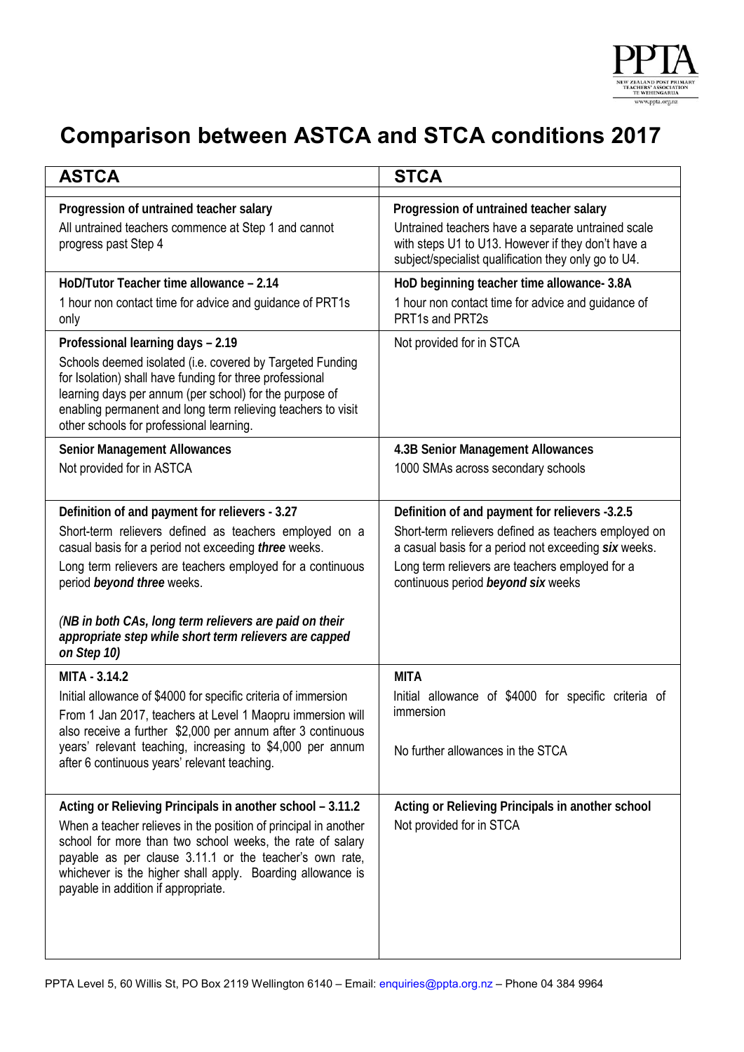# Comparison between ASTCA and STCA conditions 2017

| ASTCA | STCA |
|---|---|
| **Progression of untrained teacher salary**<br>All untrained teachers commence at Step 1 and cannot progress past Step 4 | **Progression of untrained teacher salary**<br>Untrained teachers have a separate untrained scale with steps U1 to U13. However if they don't have a subject/specialist qualification they only go to U4. |
| **HoD/Tutor Teacher time allowance – 2.14**<br>1 hour non contact time for advice and guidance of PRT1s only | **HoD beginning teacher time allowance- 3.8A**<br>1 hour non contact time for advice and guidance of PRT1s and PRT2s |
| **Professional learning days – 2.19**<br>Schools deemed isolated (i.e. covered by Targeted Funding for Isolation) shall have funding for three professional learning days per annum (per school) for the purpose of enabling permanent and long term relieving teachers to visit other schools for professional learning. | Not provided for in STCA |
| **Senior Management Allowances**<br>Not provided for in ASTCA | **4.3B Senior Management Allowances**<br>1000 SMAs across secondary schools |
| **Definition of and payment for relievers - 3.27**<br>Short-term relievers defined as teachers employed on a casual basis for a period not exceeding ***three*** weeks.<br>Long term relievers are teachers employed for a continuous period ***beyond three*** weeks.<br><br>***(NB in both CAs, long term relievers are paid on their appropriate step while short term relievers are capped on Step 10)*** | **Definition of and payment for relievers -3.2.5**<br>Short-term relievers defined as teachers employed on a casual basis for a period not exceeding ***six*** weeks.<br>Long term relievers are teachers employed for a continuous period ***beyond six*** weeks |
| **MITA - 3.14.2**<br>Initial allowance of $4000 for specific criteria of immersion<br>From 1 Jan 2017, teachers at Level 1 Maopru immersion will also receive a further $2,000 per annum after 3 continuous years' relevant teaching, increasing to $4,000 per annum after 6 continuous years' relevant teaching. | **MITA**<br>Initial allowance of $4000 for specific criteria of immersion<br><br>No further allowances in the STCA |
| **Acting or Relieving Principals in another school – 3.11.2**<br>When a teacher relieves in the position of principal in another school for more than two school weeks, the rate of salary payable as per clause 3.11.1 or the teacher's own rate, whichever is the higher shall apply. Boarding allowance is payable in addition if appropriate. | **Acting or Relieving Principals in another school**<br>Not provided for in STCA |

PPTA Level 5, 60 Willis St, PO Box 2119 Wellington 6140 – Email: enquiries@ppta.org.nz – Phone 04 384 9964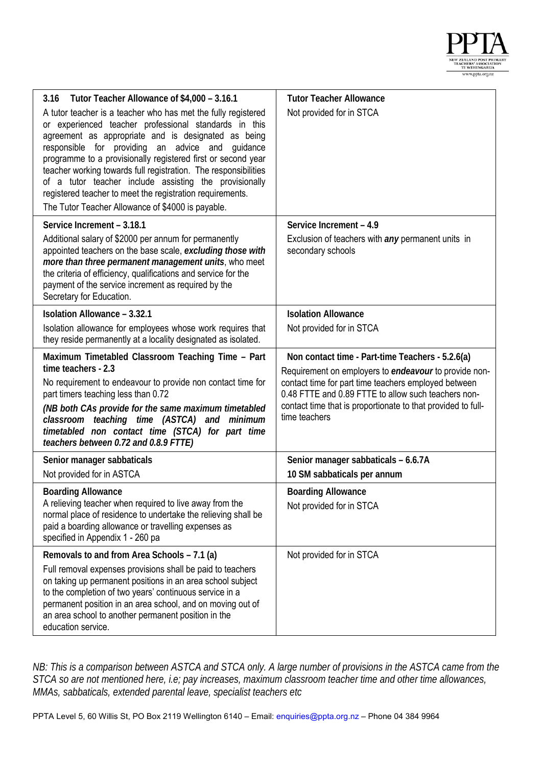| | |
|---|---|
| **3.16 Tutor Teacher Allowance of $4,000 – 3.16.1**<br>A tutor teacher is a teacher who has met the fully registered or experienced teacher professional standards in this agreement as appropriate and is designated as being responsible for providing an advice and guidance programme to a provisionally registered first or second year teacher working towards full registration. The responsibilities of a tutor teacher include assisting the provisionally registered teacher to meet the registration requirements.<br>The Tutor Teacher Allowance of $4000 is payable. | **Tutor Teacher Allowance**<br>Not provided for in STCA |
| **Service Increment – 3.18.1**<br>Additional salary of $2000 per annum for permanently appointed teachers on the base scale, ***excluding those with more than three permanent management units***, who meet the criteria of efficiency, qualifications and service for the payment of the service increment as required by the Secretary for Education. | **Service Increment – 4.9**<br>Exclusion of teachers with ***any*** permanent units in secondary schools |
| **Isolation Allowance – 3.32.1**<br>Isolation allowance for employees whose work requires that they reside permanently at a locality designated as isolated. | **Isolation Allowance**<br>Not provided for in STCA |
| **Maximum Timetabled Classroom Teaching Time – Part time teachers - 2.3**<br>No requirement to endeavour to provide non contact time for part timers teaching less than 0.72<br>***(NB both CAs provide for the same maximum timetabled classroom teaching time (ASTCA) and minimum timetabled non contact time (STCA) for part time teachers between 0.72 and 0.8.9 FTTE)*** | **Non contact time - Part-time Teachers - 5.2.6(a)**<br>Requirement on employers to ***endeavour*** to provide non-contact time for part time teachers employed between 0.48 FTTE and 0.89 FTTE to allow such teachers non-contact time that is proportionate to that provided to full-time teachers |
| **Senior manager sabbaticals**<br>Not provided for in ASTCA | **Senior manager sabbaticals – 6.6.7A**<br>**10 SM sabbaticals per annum** |
| **Boarding Allowance**<br>A relieving teacher when required to live away from the normal place of residence to undertake the relieving shall be paid a boarding allowance or travelling expenses as specified in Appendix 1 - 260 pa | **Boarding Allowance**<br>Not provided for in STCA |
| **Removals to and from Area Schools – 7.1 (a)**<br>Full removal expenses provisions shall be paid to teachers on taking up permanent positions in an area school subject to the completion of two years' continuous service in a permanent position in an area school, and on moving out of an area school to another permanent position in the education service. | Not provided for in STCA |

*NB: This is a comparison between ASTCA and STCA only. A large number of provisions in the ASTCA came from the STCA so are not mentioned here, i.e; pay increases, maximum classroom teacher time and other time allowances, MMAs, sabbaticals, extended parental leave, specialist teachers etc*

PPTA Level 5, 60 Willis St, PO Box 2119 Wellington 6140 – Email: enquiries@ppta.org.nz – Phone 04 384 9964